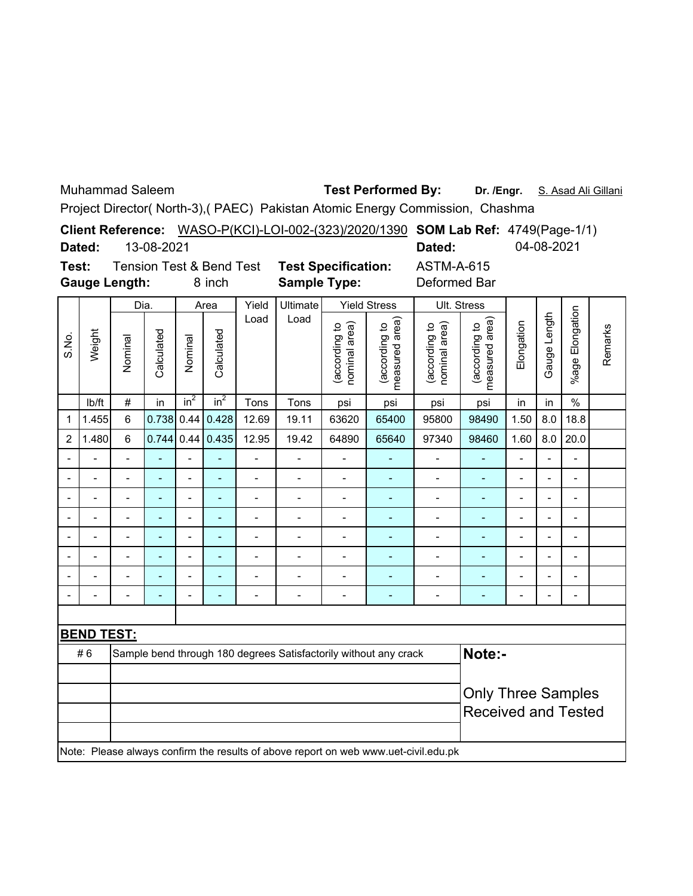Muhammad Saleem **Test Performed By:** **Dr. /Engr.** S. Asad Ali Gillani

Project Director( North-3),( PAEC) Pakistan Atomic Energy Commission, Chashma

**Client Reference:** WASO-P(KCI)-LOI-002-(323)/2020/1390 **SOM Lab Ref:** 4749(Page-1/1)

**Dated:** 13-08-2021 **Dated:** 04-08-2021

**Test:** Tension Test & Bend Test **Test Specification:** ASTM-A-615

**Gauge Length:** 8 inch **Sample Type:** Deformed Bar

| S.No. | Weight | Dia. | | Area | | Yield Load | Ultimate Load | Yield Stress | | Ult. Stress | | Elongation | Gauge Length | %age Elongation | Remarks |
|---|---|---|---|---|---|---|---|---|---|---|---|---|---|---|---|
| | | Nominal | Calculated | Nominal | Calculated | | | (according to nominal area) | (according to measured area) | (according to nominal area) | (according to measured area) | | | | |
| | lb/ft | # | in | $in^2$ | $in^2$ | Tons | Tons | psi | psi | psi | psi | in | in | % | |
| 1 | 1.455 | 6 | 0.738 | 0.44 | 0.428 | 12.69 | 19.11 | 63620 | 65400 | 95800 | 98490 | 1.50 | 8.0 | 18.8 | |
| 2 | 1.480 | 6 | 0.744 | 0.44 | 0.435 | 12.95 | 19.42 | 64890 | 65640 | 97340 | 98460 | 1.60 | 8.0 | 20.0 | |
| - | - | - | - | - | - | - | - | - | - | - | - | - | - | - | |
| - | - | - | - | - | - | - | - | - | - | - | - | - | - | - | |
| - | - | - | - | - | - | - | - | - | - | - | - | - | - | - | |
| - | - | - | - | - | - | - | - | - | - | - | - | - | - | - | |
| - | - | - | - | - | - | - | - | - | - | - | - | - | - | - | |
| - | - | - | - | - | - | - | - | - | - | - | - | - | - | - | |
| - | - | - | - | - | - | - | - | - | - | - | - | - | - | - | |
| - | - | - | - | - | - | - | - | - | - | - | - | - | - | - | |

**BEND TEST:**

| | | |
|---|---|---|
| # 6 | Sample bend through 180 degrees Satisfactorily without any crack | **Note:-** Only Three Samples Received and Tested |

Note: Please always confirm the results of above report on web www.uet-civil.edu.pk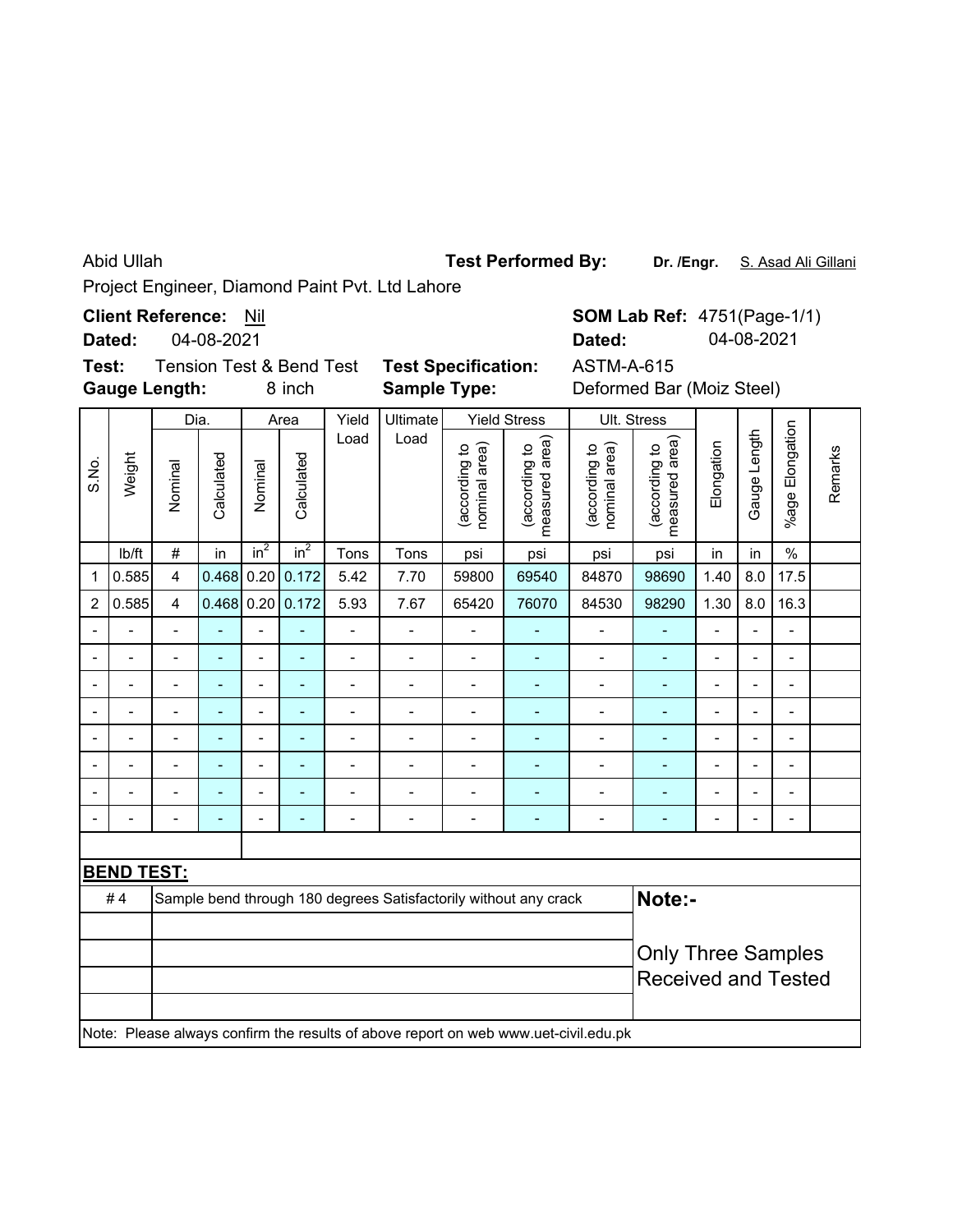Abid Ullah

Project Engineer, Diamond Paint Pvt. Ltd Lahore

**Test Performed By:** **Dr. /Engr.** S. Asad Ali Gillani

**Client Reference:** Nil

**Dated:** 04-08-2021

**SOM Lab Ref:** 4751(Page-1/1)

**Dated:** 04-08-2021

**Test:** Tension Test & Bend Test

**Gauge Length:** 8 inch

**Test Specification:** ASTM-A-615

**Sample Type:** Deformed Bar (Moiz Steel)

| S.No. | Weight | Dia. | | Area | | Yield Load | Ultimate Load | Yield Stress | | Ult. Stress | | Elongation | Gauge Length | %age Elongation | Remarks |
|---|---|---|---|---|---|---|---|---|---|---|---|---|---|---|---|
| | | Nominal | Calculated | Nominal | Calculated | | | (according to nominal area) | (according to measured area) | (according to nominal area) | (according to measured area) | | | | |
| | lb/ft | # | in | $in^2$ | $in^2$ | Tons | Tons | psi | psi | psi | psi | in | in | % | |
| 1 | 0.585 | 4 | 0.468 | 0.20 | 0.172 | 5.42 | 7.70 | 59800 | 69540 | 84870 | 98690 | 1.40 | 8.0 | 17.5 | |
| 2 | 0.585 | 4 | 0.468 | 0.20 | 0.172 | 5.93 | 7.67 | 65420 | 76070 | 84530 | 98290 | 1.30 | 8.0 | 16.3 | |
| - | - | - | - | - | - | - | - | - | - | - | - | - | - | - | |
| - | - | - | - | - | - | - | - | - | - | - | - | - | - | - | |
| - | - | - | - | - | - | - | - | - | - | - | - | - | - | - | |
| - | - | - | - | - | - | - | - | - | - | - | - | - | - | - | |
| - | - | - | - | - | - | - | - | - | - | - | - | - | - | - | |
| - | - | - | - | - | - | - | - | - | - | - | - | - | - | - | |
| - | - | - | - | - | - | - | - | - | - | - | - | - | - | - | |
| - | - | - | - | - | - | - | - | - | - | - | - | - | - | - | |

**BEND TEST:**

| # 4 | Sample bend through 180 degrees Satisfactorily without any crack |
|---|---|

**Note:-**

Only Three Samples Received and Tested

Note: Please always confirm the results of above report on web www.uet-civil.edu.pk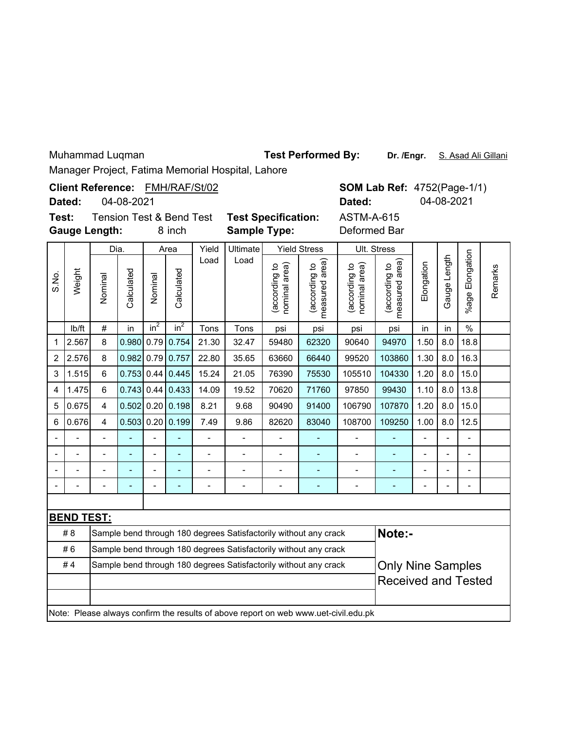Muhammad Luqman

Manager Project, Fatima Memorial Hospital, Lahore

**Test Performed By:** **Dr. /Engr.** S. Asad Ali Gillani

**Client Reference:** FMH/RAF/St/02

**Dated:** 04-08-2021

**SOM Lab Ref:** 4752(Page-1/1)

**Dated:** 04-08-2021

**Test:** Tension Test & Bend Test

**Gauge Length:** 8 inch

**Test Specification:** ASTM-A-615

**Sample Type:** Deformed Bar

| S.No. | Weight | Dia. | | Area | | Yield Load | Ultimate Load | Yield Stress | | Ult. Stress | | Elongation | Gauge Length | %age Elongation | Remarks |
|---|---|---|---|---|---|---|---|---|---|---|---|---|---|---|---|
| | | Nominal | Calculated | Nominal | Calculated | | | (according to nominal area) | (according to measured area) | (according to nominal area) | (according to measured area) | | | | |
| | lb/ft | # | in | $in^2$ | $in^2$ | Tons | Tons | psi | psi | psi | psi | in | in | % | |
| 1 | 2.567 | 8 | 0.980 | 0.79 | 0.754 | 21.30 | 32.47 | 59480 | 62320 | 90640 | 94970 | 1.50 | 8.0 | 18.8 | |
| 2 | 2.576 | 8 | 0.982 | 0.79 | 0.757 | 22.80 | 35.65 | 63660 | 66440 | 99520 | 103860 | 1.30 | 8.0 | 16.3 | |
| 3 | 1.515 | 6 | 0.753 | 0.44 | 0.445 | 15.24 | 21.05 | 76390 | 75530 | 105510 | 104330 | 1.20 | 8.0 | 15.0 | |
| 4 | 1.475 | 6 | 0.743 | 0.44 | 0.433 | 14.09 | 19.52 | 70620 | 71760 | 97850 | 99430 | 1.10 | 8.0 | 13.8 | |
| 5 | 0.675 | 4 | 0.502 | 0.20 | 0.198 | 8.21 | 9.68 | 90490 | 91400 | 106790 | 107870 | 1.20 | 8.0 | 15.0 | |
| 6 | 0.676 | 4 | 0.503 | 0.20 | 0.199 | 7.49 | 9.86 | 82620 | 83040 | 108700 | 109250 | 1.00 | 8.0 | 12.5 | |
| - | - | - | - | - | - | - | - | - | - | - | - | - | - | - | |
| - | - | - | - | - | - | - | - | - | - | - | - | - | - | - | |
| - | - | - | - | - | - | - | - | - | - | - | - | - | - | - | |
| - | - | - | - | - | - | - | - | - | - | - | - | - | - | - | |

**BEND TEST:**

| | |
|---|---|
| # 8 | Sample bend through 180 degrees Satisfactorily without any crack |
| # 6 | Sample bend through 180 degrees Satisfactorily without any crack |
| # 4 | Sample bend through 180 degrees Satisfactorily without any crack |

**Note:-**

Only Nine Samples Received and Tested

Note: Please always confirm the results of above report on web www.uet-civil.edu.pk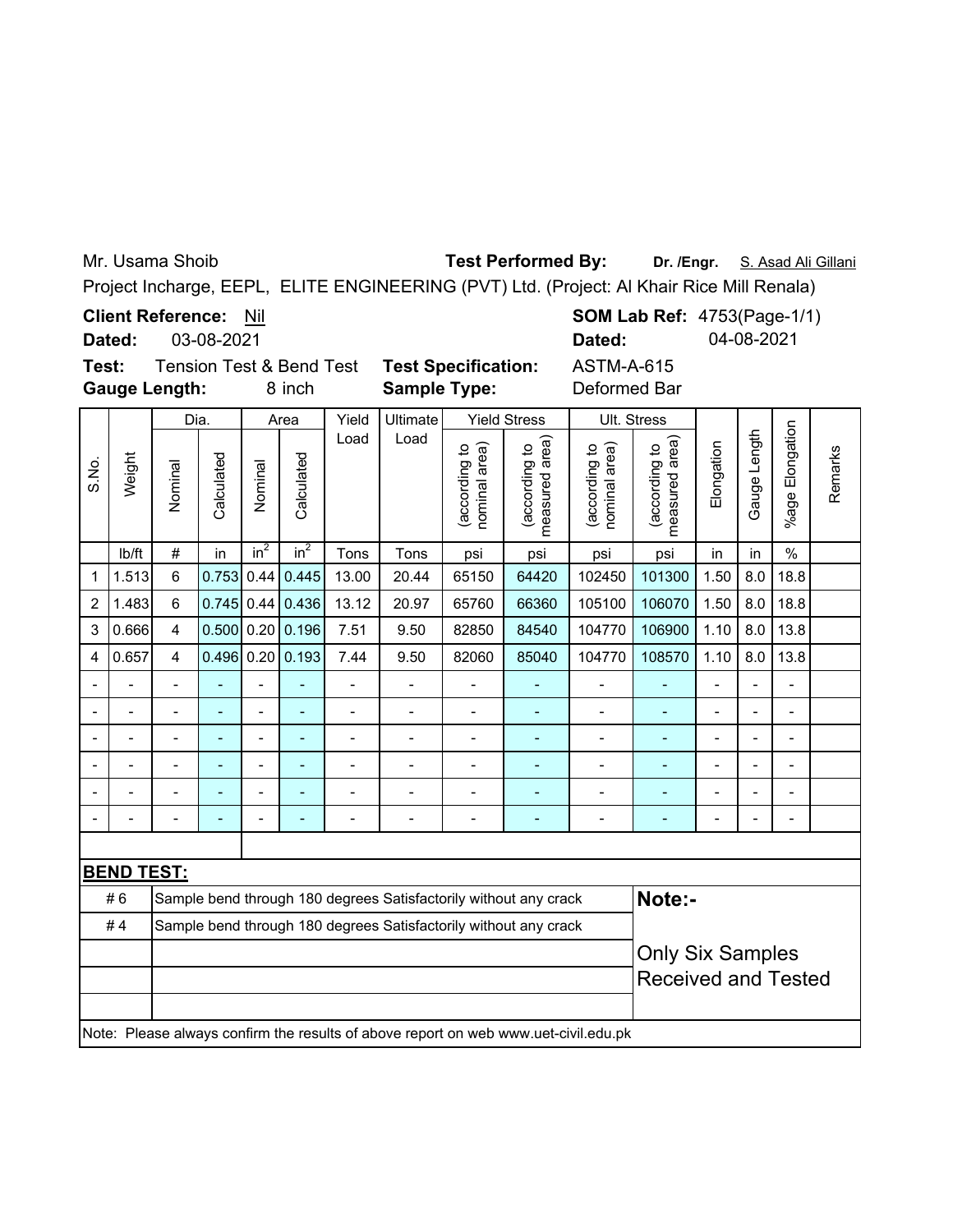Mr. Usama Shoib **Test Performed By:** **Dr. /Engr.** S. Asad Ali Gillani

Project Incharge, EEPL, ELITE ENGINEERING (PVT) Ltd. (Project: Al Khair Rice Mill Renala)

**Client Reference:** Nil **SOM Lab Ref:** 4753(Page-1/1)

**Dated:** 03-08-2021 **Dated:** 04-08-2021

**Test:** Tension Test & Bend Test **Test Specification:** ASTM-A-615

**Gauge Length:** 8 inch **Sample Type:** Deformed Bar

| S.No. | Weight | Dia. | | Area | | Yield Load | Ultimate Load | Yield Stress | | Ult. Stress | | Elongation | Gauge Length | %age Elongation | Remarks |
|---|---|---|---|---|---|---|---|---|---|---|---|---|---|---|---|
| | | Nominal | Calculated | Nominal | Calculated | | | (according to nominal area) | (according to measured area) | (according to nominal area) | (according to measured area) | | | | |
| | lb/ft | # | in | $in^2$ | $in^2$ | Tons | Tons | psi | psi | psi | psi | in | in | % | |
| 1 | 1.513 | 6 | 0.753 | 0.44 | 0.445 | 13.00 | 20.44 | 65150 | 64420 | 102450 | 101300 | 1.50 | 8.0 | 18.8 | |
| 2 | 1.483 | 6 | 0.745 | 0.44 | 0.436 | 13.12 | 20.97 | 65760 | 66360 | 105100 | 106070 | 1.50 | 8.0 | 18.8 | |
| 3 | 0.666 | 4 | 0.500 | 0.20 | 0.196 | 7.51 | 9.50 | 82850 | 84540 | 104770 | 106900 | 1.10 | 8.0 | 13.8 | |
| 4 | 0.657 | 4 | 0.496 | 0.20 | 0.193 | 7.44 | 9.50 | 82060 | 85040 | 104770 | 108570 | 1.10 | 8.0 | 13.8 | |
| - | - | - | - | - | - | - | - | - | - | - | - | - | - | - | |
| - | - | - | - | - | - | - | - | - | - | - | - | - | - | - | |
| - | - | - | - | - | - | - | - | - | - | - | - | - | - | - | |
| - | - | - | - | - | - | - | - | - | - | - | - | - | - | - | |
| - | - | - | - | - | - | - | - | - | - | - | - | - | - | - | |
| - | - | - | - | - | - | - | - | - | - | - | - | - | - | - | |

**BEND TEST:**

| | | |
|---|---|---|
| # 6 | Sample bend through 180 degrees Satisfactorily without any crack | **Note:-** |
| # 4 | Sample bend through 180 degrees Satisfactorily without any crack | Only Six Samples Received and Tested |

Note: Please always confirm the results of above report on web www.uet-civil.edu.pk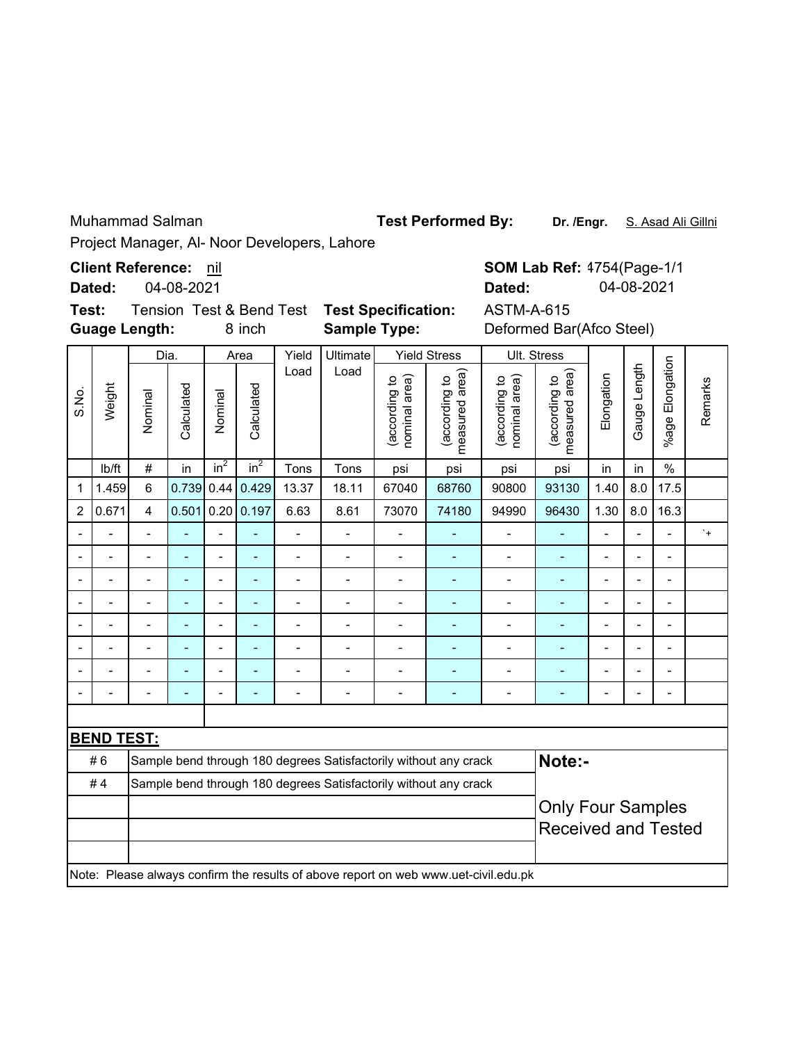Muhammad Salman

Project Manager, Al- Noor Developers, Lahore

**Test Performed By:** **Dr. /Engr.** S. Asad Ali Gillni

**Client Reference:** nil

**Dated:** 04-08-2021

**SOM Lab Ref:** 4754(Page-1/1

**Dated:** 04-08-2021

**Test:** Tension Test & Bend Test

**Test Specification:** ASTM-A-615

**Guage Length:** 8 inch

**Sample Type:** Deformed Bar(Afco Steel)

| S.No. | Weight | Dia. | | Area | | Yield Load | Ultimate Load | Yield Stress | | Ult. Stress | | Elongation | Gauge Length | %age Elongation | Remarks |
|---|---|---|---|---|---|---|---|---|---|---|---|---|---|---|---|
| | | Nominal | Calculated | Nominal | Calculated | | | (according to nominal area) | (according to measured area) | (according to nominal area) | (according to measured area) | | | | |
| | lb/ft | # | in | $in^2$ | $in^2$ | Tons | Tons | psi | psi | psi | psi | in | in | % | |
| 1 | 1.459 | 6 | 0.739 | 0.44 | 0.429 | 13.37 | 18.11 | 67040 | 68760 | 90800 | 93130 | 1.40 | 8.0 | 17.5 | |
| 2 | 0.671 | 4 | 0.501 | 0.20 | 0.197 | 6.63 | 8.61 | 73070 | 74180 | 94990 | 96430 | 1.30 | 8.0 | 16.3 | |
| - | - | - | - | - | - | - | - | - | - | - | - | - | - | - | `+ |
| - | - | - | - | - | - | - | - | - | - | - | - | - | - | - | |
| - | - | - | - | - | - | - | - | - | - | - | - | - | - | - | |
| - | - | - | - | - | - | - | - | - | - | - | - | - | - | - | |
| - | - | - | - | - | - | - | - | - | - | - | - | - | - | - | |
| - | - | - | - | - | - | - | - | - | - | - | - | - | - | - | |
| - | - | - | - | - | - | - | - | - | - | - | - | - | - | - | |
| - | - | - | - | - | - | - | - | - | - | - | - | - | - | - | |

**BEND TEST:**

| # | Result |
|---|---|
| # 6 | Sample bend through 180 degrees Satisfactorily without any crack |
| # 4 | Sample bend through 180 degrees Satisfactorily without any crack |

**Note:-**

Only Four Samples Received and Tested

Note: Please always confirm the results of above report on web www.uet-civil.edu.pk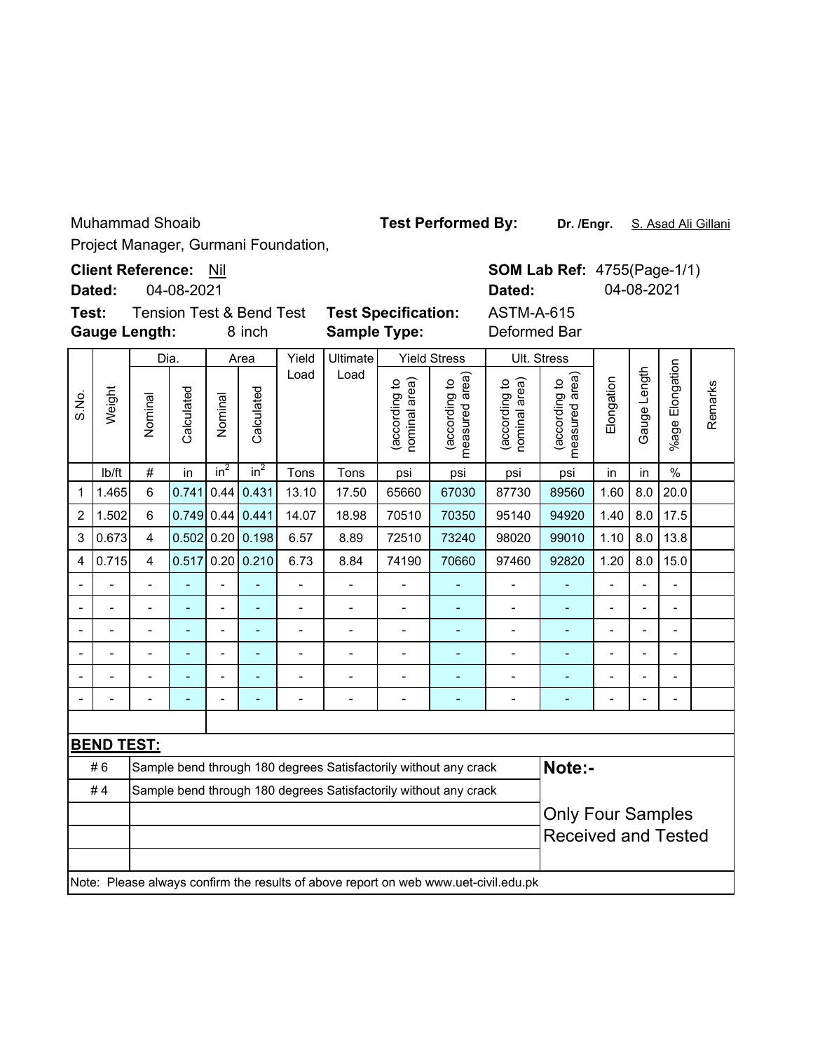Muhammad Shoaib

Project Manager, Gurmani Foundation,

**Test Performed By:** **Dr. /Engr.** S. Asad Ali Gillani

**Client Reference:** Nil

**Dated:** 04-08-2021

**SOM Lab Ref:** 4755(Page-1/1)

**Dated:** 04-08-2021

**Test:** Tension Test & Bend Test

**Test Specification:** ASTM-A-615

**Gauge Length:** 8 inch

**Sample Type:** Deformed Bar

| S.No. | Weight | Dia. | | Area | | Yield Load | Ultimate Load | Yield Stress | | Ult. Stress | | Elongation | Gauge Length | %age Elongation | Remarks |
|---|---|---|---|---|---|---|---|---|---|---|---|---|---|---|---|
| | | Nominal | Calculated | Nominal | Calculated | | | (according to nominal area) | (according to measured area) | (according to nominal area) | (according to measured area) | | | | |
| | lb/ft | # | in | $in^2$ | $in^2$ | Tons | Tons | psi | psi | psi | psi | in | in | % | |
| 1 | 1.465 | 6 | 0.741 | 0.44 | 0.431 | 13.10 | 17.50 | 65660 | 67030 | 87730 | 89560 | 1.60 | 8.0 | 20.0 | |
| 2 | 1.502 | 6 | 0.749 | 0.44 | 0.441 | 14.07 | 18.98 | 70510 | 70350 | 95140 | 94920 | 1.40 | 8.0 | 17.5 | |
| 3 | 0.673 | 4 | 0.502 | 0.20 | 0.198 | 6.57 | 8.89 | 72510 | 73240 | 98020 | 99010 | 1.10 | 8.0 | 13.8 | |
| 4 | 0.715 | 4 | 0.517 | 0.20 | 0.210 | 6.73 | 8.84 | 74190 | 70660 | 97460 | 92820 | 1.20 | 8.0 | 15.0 | |
| - | - | - | - | - | - | - | - | - | - | - | - | - | - | - | |
| - | - | - | - | - | - | - | - | - | - | - | - | - | - | - | |
| - | - | - | - | - | - | - | - | - | - | - | - | - | - | - | |
| - | - | - | - | - | - | - | - | - | - | - | - | - | - | - | |
| - | - | - | - | - | - | - | - | - | - | - | - | - | - | - | |
| - | - | - | - | - | - | - | - | - | - | - | - | - | - | - | |

**BEND TEST:**

| Size | Result |
|---|---|
| # 6 | Sample bend through 180 degrees Satisfactorily without any crack |
| # 4 | Sample bend through 180 degrees Satisfactorily without any crack |

**Note:-**

Only Four Samples Received and Tested

Note: Please always confirm the results of above report on web www.uet-civil.edu.pk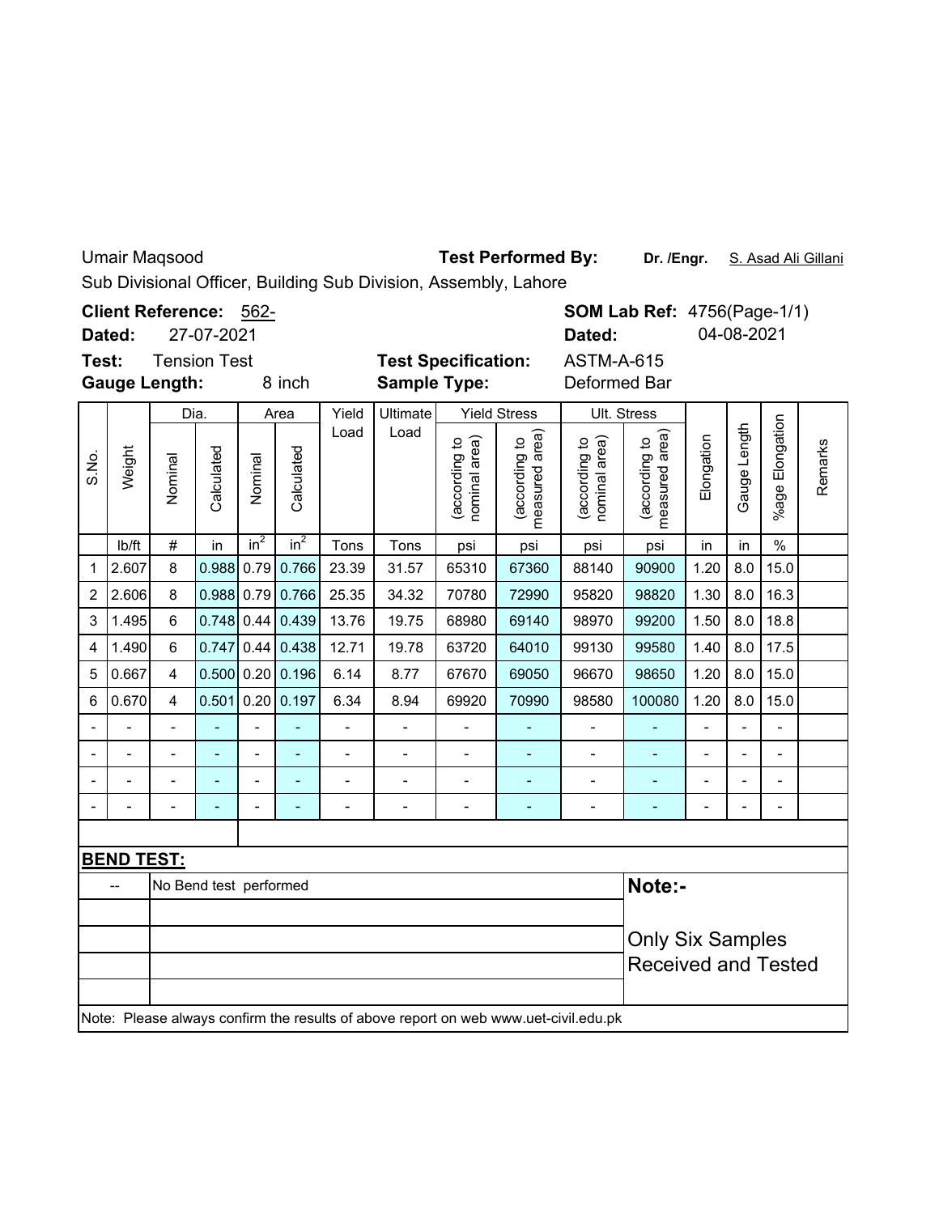Umair Maqsood **Test Performed By:** **Dr. /Engr.** S. Asad Ali Gillani

Sub Divisional Officer, Building Sub Division, Assembly, Lahore

**Client Reference:** 562- **SOM Lab Ref:** 4756(Page-1/1)

**Dated:** 27-07-2021 **Dated:** 04-08-2021

**Test:** Tension Test **Test Specification:** ASTM-A-615

**Gauge Length:** 8 inch **Sample Type:** Deformed Bar

| S.No. | Weight | Dia. | | Area | | Yield Load | Ultimate Load | Yield Stress | | Ult. Stress | | Elongation | Gauge Length | %age Elongation | Remarks |
|---|---|---|---|---|---|---|---|---|---|---|---|---|---|---|---|
| | | Nominal | Calculated | Nominal | Calculated | | | (according to nominal area) | (according to measured area) | (according to nominal area) | (according to measured area) | | | | |
| | lb/ft | # | in | $in^2$ | $in^2$ | Tons | Tons | psi | psi | psi | psi | in | in | % | |
| 1 | 2.607 | 8 | 0.988 | 0.79 | 0.766 | 23.39 | 31.57 | 65310 | 67360 | 88140 | 90900 | 1.20 | 8.0 | 15.0 | |
| 2 | 2.606 | 8 | 0.988 | 0.79 | 0.766 | 25.35 | 34.32 | 70780 | 72990 | 95820 | 98820 | 1.30 | 8.0 | 16.3 | |
| 3 | 1.495 | 6 | 0.748 | 0.44 | 0.439 | 13.76 | 19.75 | 68980 | 69140 | 98970 | 99200 | 1.50 | 8.0 | 18.8 | |
| 4 | 1.490 | 6 | 0.747 | 0.44 | 0.438 | 12.71 | 19.78 | 63720 | 64010 | 99130 | 99580 | 1.40 | 8.0 | 17.5 | |
| 5 | 0.667 | 4 | 0.500 | 0.20 | 0.196 | 6.14 | 8.77 | 67670 | 69050 | 96670 | 98650 | 1.20 | 8.0 | 15.0 | |
| 6 | 0.670 | 4 | 0.501 | 0.20 | 0.197 | 6.34 | 8.94 | 69920 | 70990 | 98580 | 100080 | 1.20 | 8.0 | 15.0 | |
| - | - | - | - | - | - | - | - | - | - | - | - | - | - | - | |
| - | - | - | - | - | - | - | - | - | - | - | - | - | - | - | |
| - | - | - | - | - | - | - | - | - | - | - | - | - | - | - | |
| - | - | - | - | - | - | - | - | - | - | - | - | - | - | - | |

**BEND TEST:**

| | | |
|---|---|---|
| -- | No Bend test performed | **Note:-** |
| | | Only Six Samples Received and Tested |

Note: Please always confirm the results of above report on web www.uet-civil.edu.pk